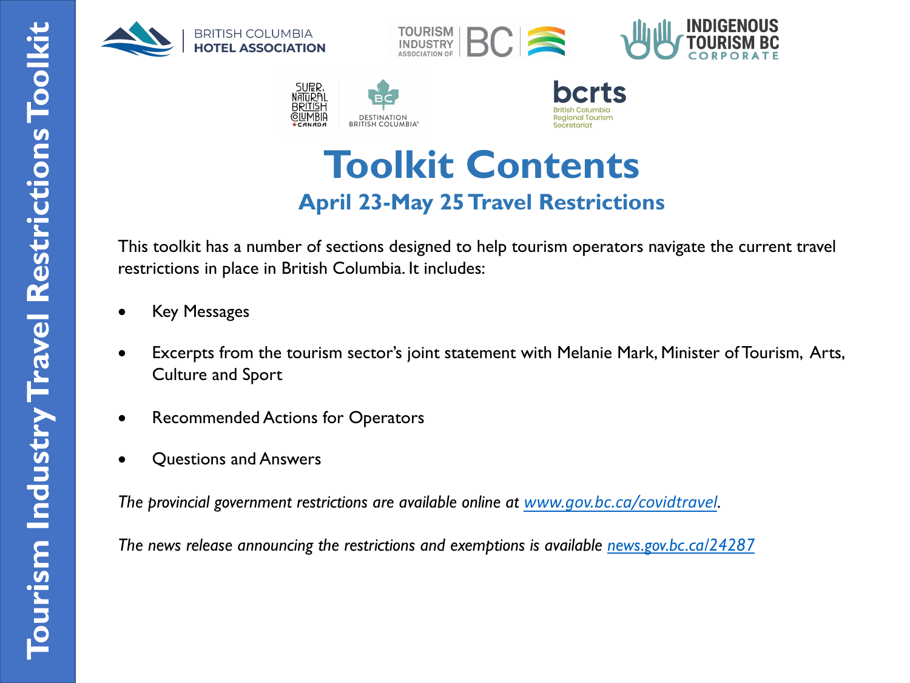# Toolkit Contents

## April 23-May 25 Travel Restrictions

This toolkit has a number of sections designed to help tourism operators navigate the current travel restrictions in place in British Columbia. It includes:

- Key Messages
- Excerpts from the tourism sector's joint statement with Melanie Mark, Minister of Tourism, Arts, Culture and Sport
- Recommended Actions for Operators
- Questions and Answers

*The provincial government restrictions are available online at [www.gov.bc.ca/covidtravel](www.gov.bc.ca/covidtravel).*

*The news release announcing the restrictions and exemptions is available [news.gov.bc.ca/24287](news.gov.bc.ca/24287)*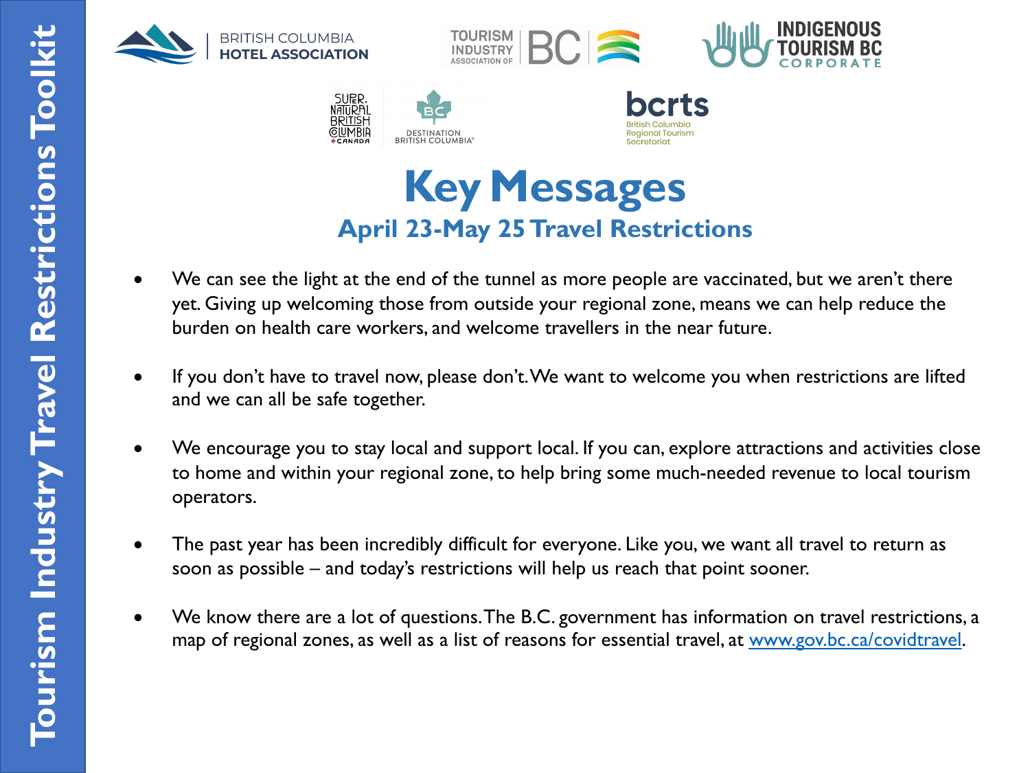# Key Messages

## April 23-May 25 Travel Restrictions

- We can see the light at the end of the tunnel as more people are vaccinated, but we aren't there yet. Giving up welcoming those from outside your regional zone, means we can help reduce the burden on health care workers, and welcome travellers in the near future.
- If you don't have to travel now, please don't. We want to welcome you when restrictions are lifted and we can all be safe together.
- We encourage you to stay local and support local. If you can, explore attractions and activities close to home and within your regional zone, to help bring some much-needed revenue to local tourism operators.
- The past year has been incredibly difficult for everyone. Like you, we want all travel to return as soon as possible – and today's restrictions will help us reach that point sooner.
- We know there are a lot of questions. The B.C. government has information on travel restrictions, a map of regional zones, as well as a list of reasons for essential travel, at [www.gov.bc.ca/covidtravel](http://www.gov.bc.ca/covidtravel).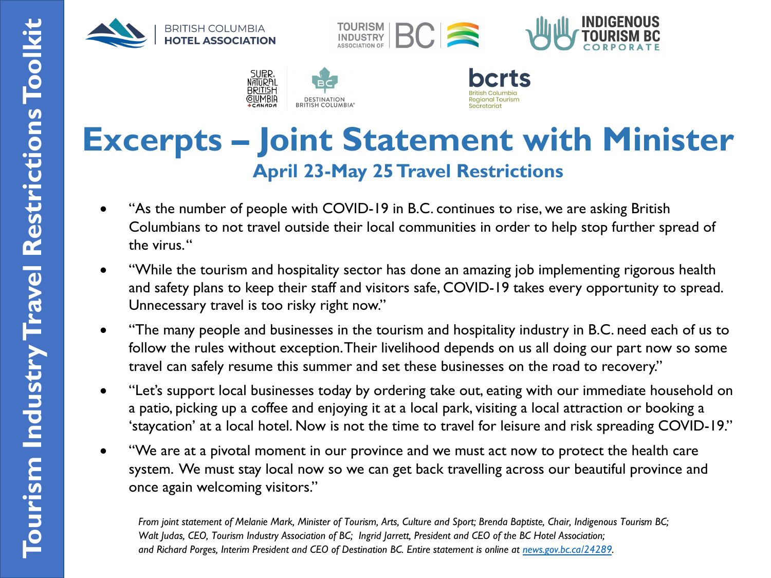# Excerpts – Joint Statement with Minister

## April 23-May 25 Travel Restrictions

- "As the number of people with COVID-19 in B.C. continues to rise, we are asking British Columbians to not travel outside their local communities in order to help stop further spread of the virus."
- "While the tourism and hospitality sector has done an amazing job implementing rigorous health and safety plans to keep their staff and visitors safe, COVID-19 takes every opportunity to spread. Unnecessary travel is too risky right now."
- "The many people and businesses in the tourism and hospitality industry in B.C. need each of us to follow the rules without exception. Their livelihood depends on us all doing our part now so some travel can safely resume this summer and set these businesses on the road to recovery."
- "Let's support local businesses today by ordering take out, eating with our immediate household on a patio, picking up a coffee and enjoying it at a local park, visiting a local attraction or booking a 'staycation' at a local hotel. Now is not the time to travel for leisure and risk spreading COVID-19."
- "We are at a pivotal moment in our province and we must act now to protect the health care system. We must stay local now so we can get back travelling across our beautiful province and once again welcoming visitors."

*From joint statement of Melanie Mark, Minister of Tourism, Arts, Culture and Sport; Brenda Baptiste, Chair, Indigenous Tourism BC; Walt Judas, CEO, Tourism Industry Association of BC; Ingrid Jarrett, President and CEO of the BC Hotel Association; and Richard Porges, Interim President and CEO of Destination BC. Entire statement is online at news.gov.bc.ca/24289.*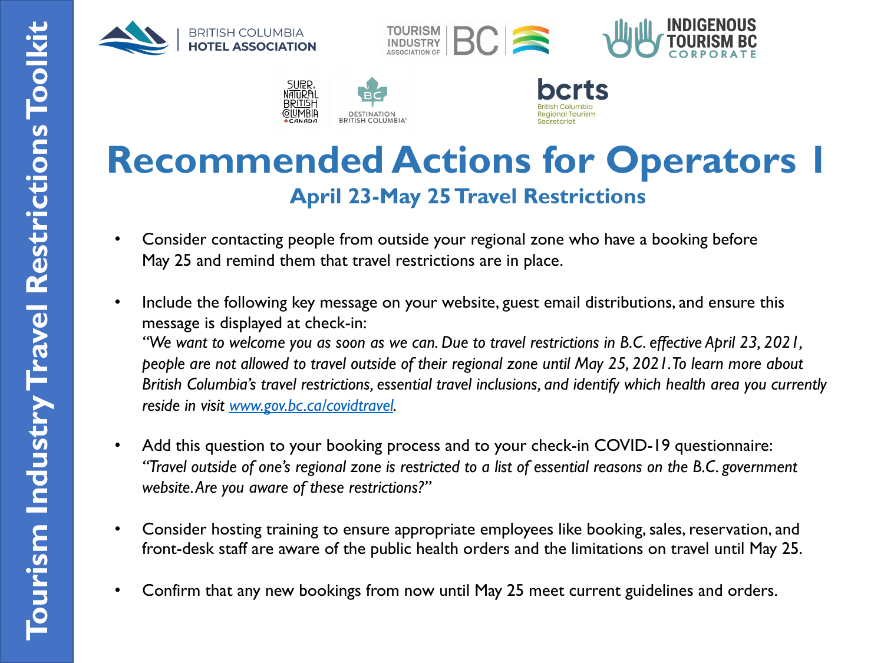# Recommended Actions for Operators I

## April 23-May 25 Travel Restrictions

- Consider contacting people from outside your regional zone who have a booking before May 25 and remind them that travel restrictions are in place.

- Include the following key message on your website, guest email distributions, and ensure this message is displayed at check-in:
  *"We want to welcome you as soon as we can. Due to travel restrictions in B.C. effective April 23, 2021, people are not allowed to travel outside of their regional zone until May 25, 2021. To learn more about British Columbia's travel restrictions, essential travel inclusions, and identify which health area you currently reside in visit [www.gov.bc.ca/covidtravel](http://www.gov.bc.ca/covidtravel).*

- Add this question to your booking process and to your check-in COVID-19 questionnaire:
  *"Travel outside of one's regional zone is restricted to a list of essential reasons on the B.C. government website. Are you aware of these restrictions?"*

- Consider hosting training to ensure appropriate employees like booking, sales, reservation, and front-desk staff are aware of the public health orders and the limitations on travel until May 25.

- Confirm that any new bookings from now until May 25 meet current guidelines and orders.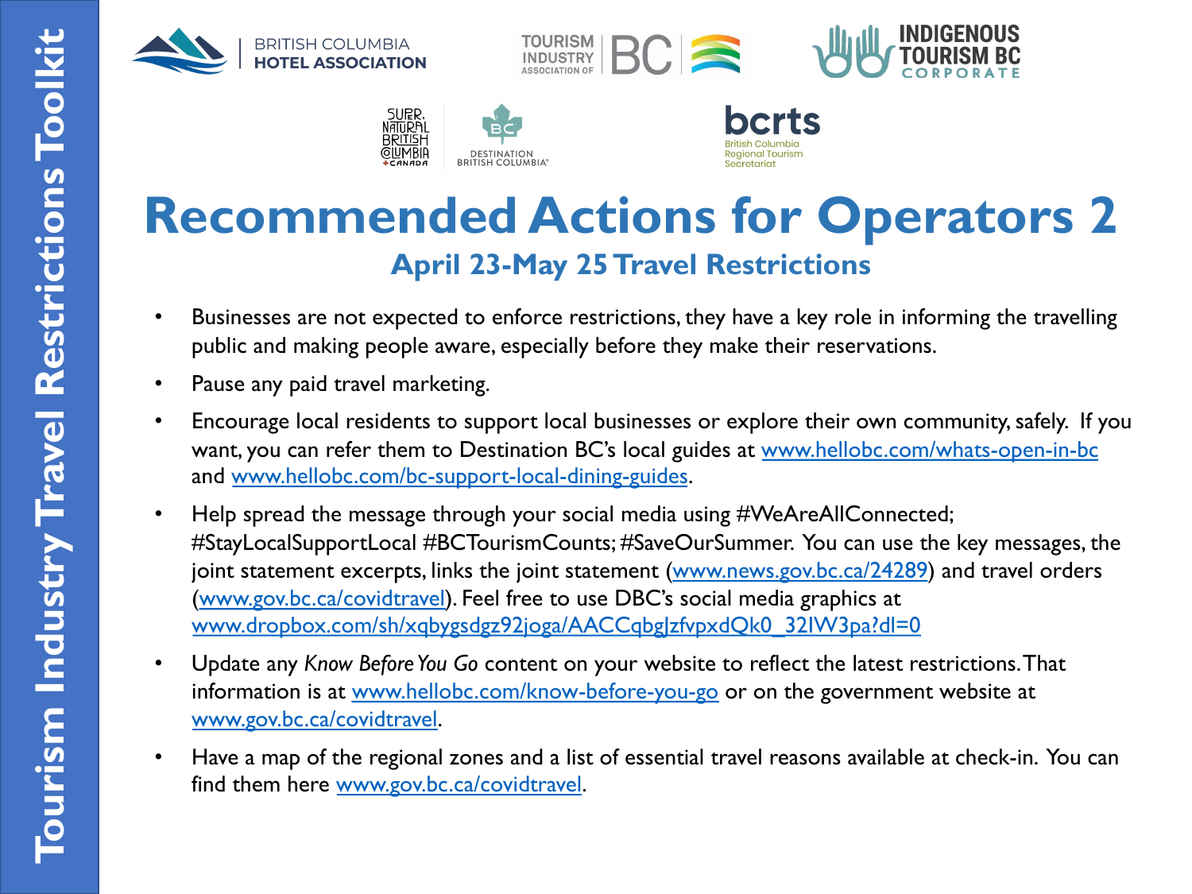# Recommended Actions for Operators 2

## April 23-May 25 Travel Restrictions

- Businesses are not expected to enforce restrictions, they have a key role in informing the travelling public and making people aware, especially before they make their reservations.
- Pause any paid travel marketing.
- Encourage local residents to support local businesses or explore their own community, safely. If you want, you can refer them to Destination BC's local guides at www.hellobc.com/whats-open-in-bc and www.hellobc.com/bc-support-local-dining-guides.
- Help spread the message through your social media using #WeAreAllConnected; #StayLocalSupportLocal #BCTourismCounts; #SaveOurSummer. You can use the key messages, the joint statement excerpts, links the joint statement (www.news.gov.bc.ca/24289) and travel orders (www.gov.bc.ca/covidtravel). Feel free to use DBC's social media graphics at www.dropbox.com/sh/xqbygsdgz92joga/AACCqbgJzfvpxdQk0_32lW3pa?dl=0
- Update any *Know Before You Go* content on your website to reflect the latest restrictions. That information is at www.hellobc.com/know-before-you-go or on the government website at www.gov.bc.ca/covidtravel.
- Have a map of the regional zones and a list of essential travel reasons available at check-in. You can find them here www.gov.bc.ca/covidtravel.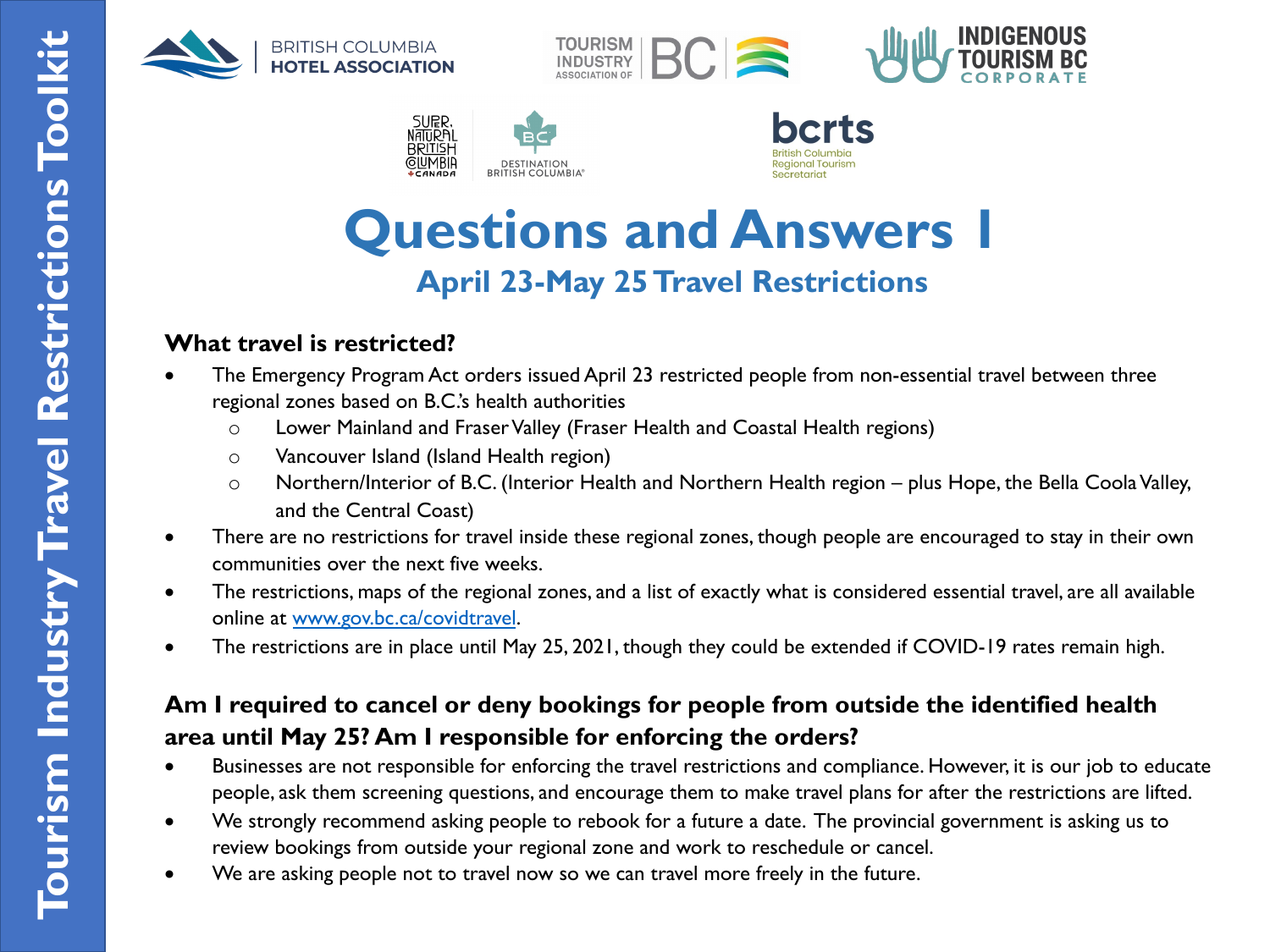Tourism Industry Travel Restrictions Toolkit

BRITISH COLUMBIA HOTEL ASSOCIATION

TOURISM INDUSTRY ASSOCIATION OF BC

INDIGENOUS TOURISM BC CORPORATE

SUPER, NATURAL BRITISH COLUMBIA CANADA

DESTINATION BRITISH COLUMBIA®

bcrts British Columbia Regional Tourism Secretariat

# Questions and Answers I

## April 23-May 25 Travel Restrictions

**What travel is restricted?**

- The Emergency Program Act orders issued April 23 restricted people from non-essential travel between three regional zones based on B.C.'s health authorities
  - Lower Mainland and Fraser Valley (Fraser Health and Coastal Health regions)
  - Vancouver Island (Island Health region)
  - Northern/Interior of B.C. (Interior Health and Northern Health region – plus Hope, the Bella Coola Valley, and the Central Coast)
- There are no restrictions for travel inside these regional zones, though people are encouraged to stay in their own communities over the next five weeks.
- The restrictions, maps of the regional zones, and a list of exactly what is considered essential travel, are all available online at [www.gov.bc.ca/covidtravel](www.gov.bc.ca/covidtravel).
- The restrictions are in place until May 25, 2021, though they could be extended if COVID-19 rates remain high.

**Am I required to cancel or deny bookings for people from outside the identified health area until May 25? Am I responsible for enforcing the orders?**

- Businesses are not responsible for enforcing the travel restrictions and compliance. However, it is our job to educate people, ask them screening questions, and encourage them to make travel plans for after the restrictions are lifted.
- We strongly recommend asking people to rebook for a future a date. The provincial government is asking us to review bookings from outside your regional zone and work to reschedule or cancel.
- We are asking people not to travel now so we can travel more freely in the future.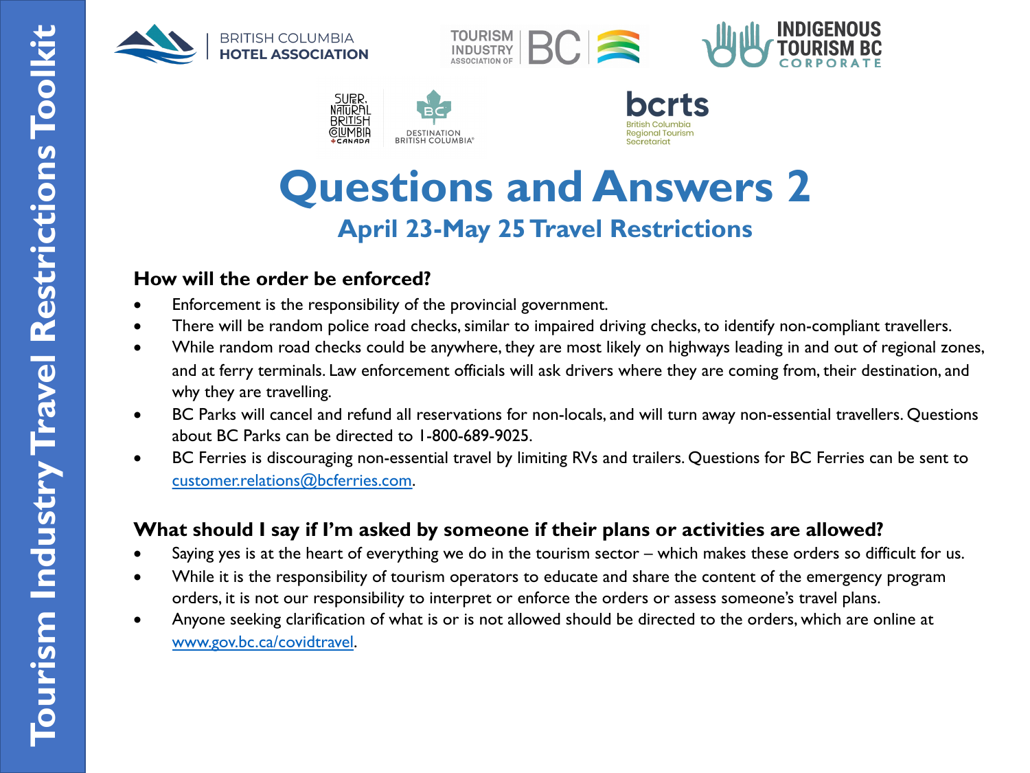# Questions and Answers 2

## April 23-May 25 Travel Restrictions

### How will the order be enforced?

- Enforcement is the responsibility of the provincial government.
- There will be random police road checks, similar to impaired driving checks, to identify non-compliant travellers.
- While random road checks could be anywhere, they are most likely on highways leading in and out of regional zones, and at ferry terminals. Law enforcement officials will ask drivers where they are coming from, their destination, and why they are travelling.
- BC Parks will cancel and refund all reservations for non-locals, and will turn away non-essential travellers. Questions about BC Parks can be directed to 1-800-689-9025.
- BC Ferries is discouraging non-essential travel by limiting RVs and trailers. Questions for BC Ferries can be sent to customer.relations@bcferries.com.

### What should I say if I'm asked by someone if their plans or activities are allowed?

- Saying yes is at the heart of everything we do in the tourism sector – which makes these orders so difficult for us.
- While it is the responsibility of tourism operators to educate and share the content of the emergency program orders, it is not our responsibility to interpret or enforce the orders or assess someone's travel plans.
- Anyone seeking clarification of what is or is not allowed should be directed to the orders, which are online at www.gov.bc.ca/covidtravel.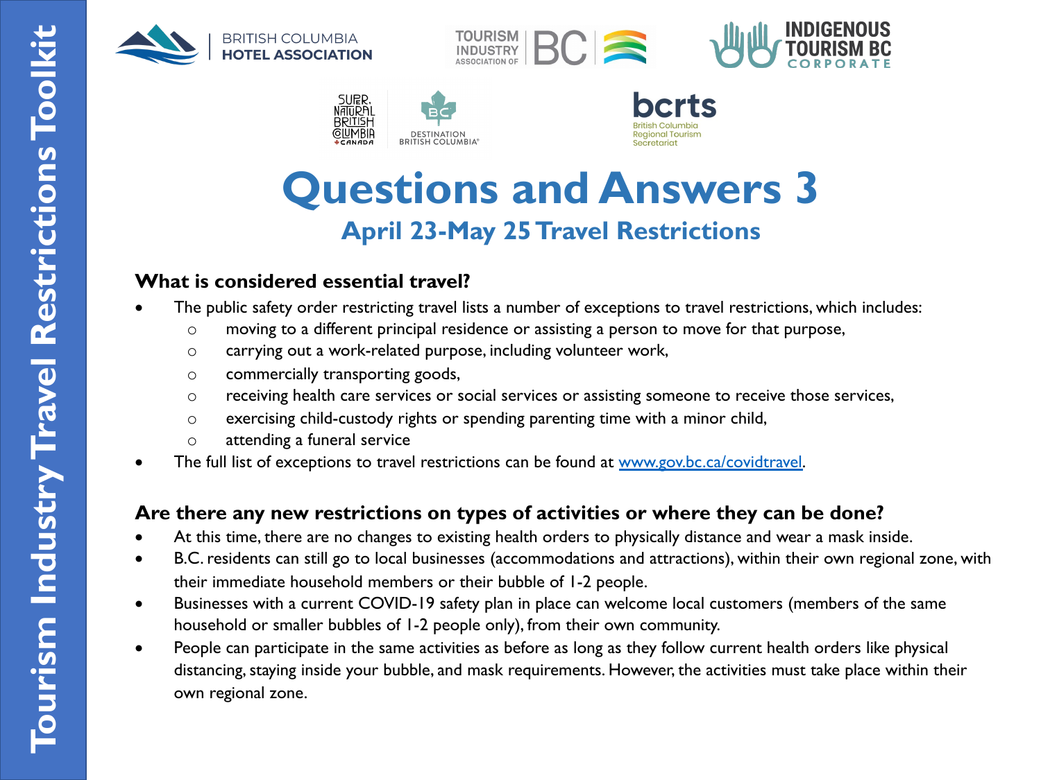# Questions and Answers 3

## April 23-May 25 Travel Restrictions

**What is considered essential travel?**

- The public safety order restricting travel lists a number of exceptions to travel restrictions, which includes:
  - moving to a different principal residence or assisting a person to move for that purpose,
  - carrying out a work-related purpose, including volunteer work,
  - commercially transporting goods,
  - receiving health care services or social services or assisting someone to receive those services,
  - exercising child-custody rights or spending parenting time with a minor child,
  - attending a funeral service
- The full list of exceptions to travel restrictions can be found at [www.gov.bc.ca/covidtravel](http://www.gov.bc.ca/covidtravel).

**Are there any new restrictions on types of activities or where they can be done?**

- At this time, there are no changes to existing health orders to physically distance and wear a mask inside.
- B.C. residents can still go to local businesses (accommodations and attractions), within their own regional zone, with their immediate household members or their bubble of 1-2 people.
- Businesses with a current COVID-19 safety plan in place can welcome local customers (members of the same household or smaller bubbles of 1-2 people only), from their own community.
- People can participate in the same activities as before as long as they follow current health orders like physical distancing, staying inside your bubble, and mask requirements. However, the activities must take place within their own regional zone.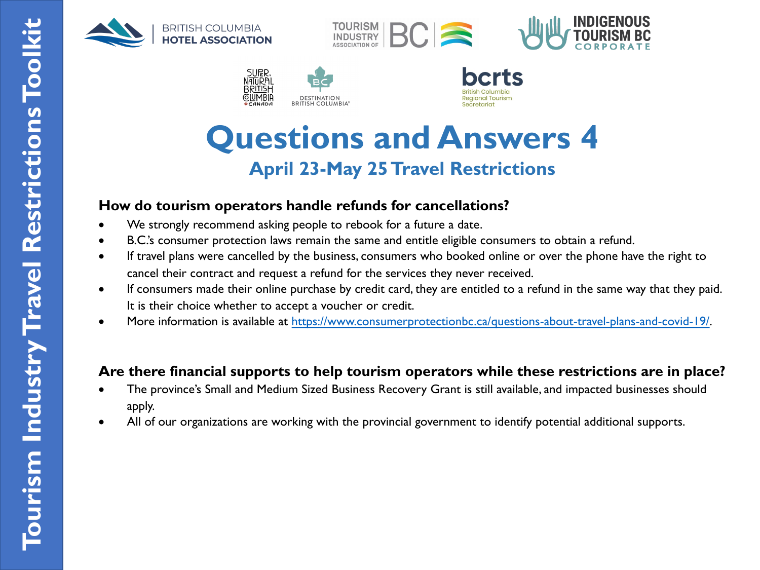# Questions and Answers 4

## April 23-May 25 Travel Restrictions

**How do tourism operators handle refunds for cancellations?**

- We strongly recommend asking people to rebook for a future a date.
- B.C.'s consumer protection laws remain the same and entitle eligible consumers to obtain a refund.
- If travel plans were cancelled by the business, consumers who booked online or over the phone have the right to cancel their contract and request a refund for the services they never received.
- If consumers made their online purchase by credit card, they are entitled to a refund in the same way that they paid. It is their choice whether to accept a voucher or credit.
- More information is available at https://www.consumerprotectionbc.ca/questions-about-travel-plans-and-covid-19/.

**Are there financial supports to help tourism operators while these restrictions are in place?**

- The province's Small and Medium Sized Business Recovery Grant is still available, and impacted businesses should apply.
- All of our organizations are working with the provincial government to identify potential additional supports.